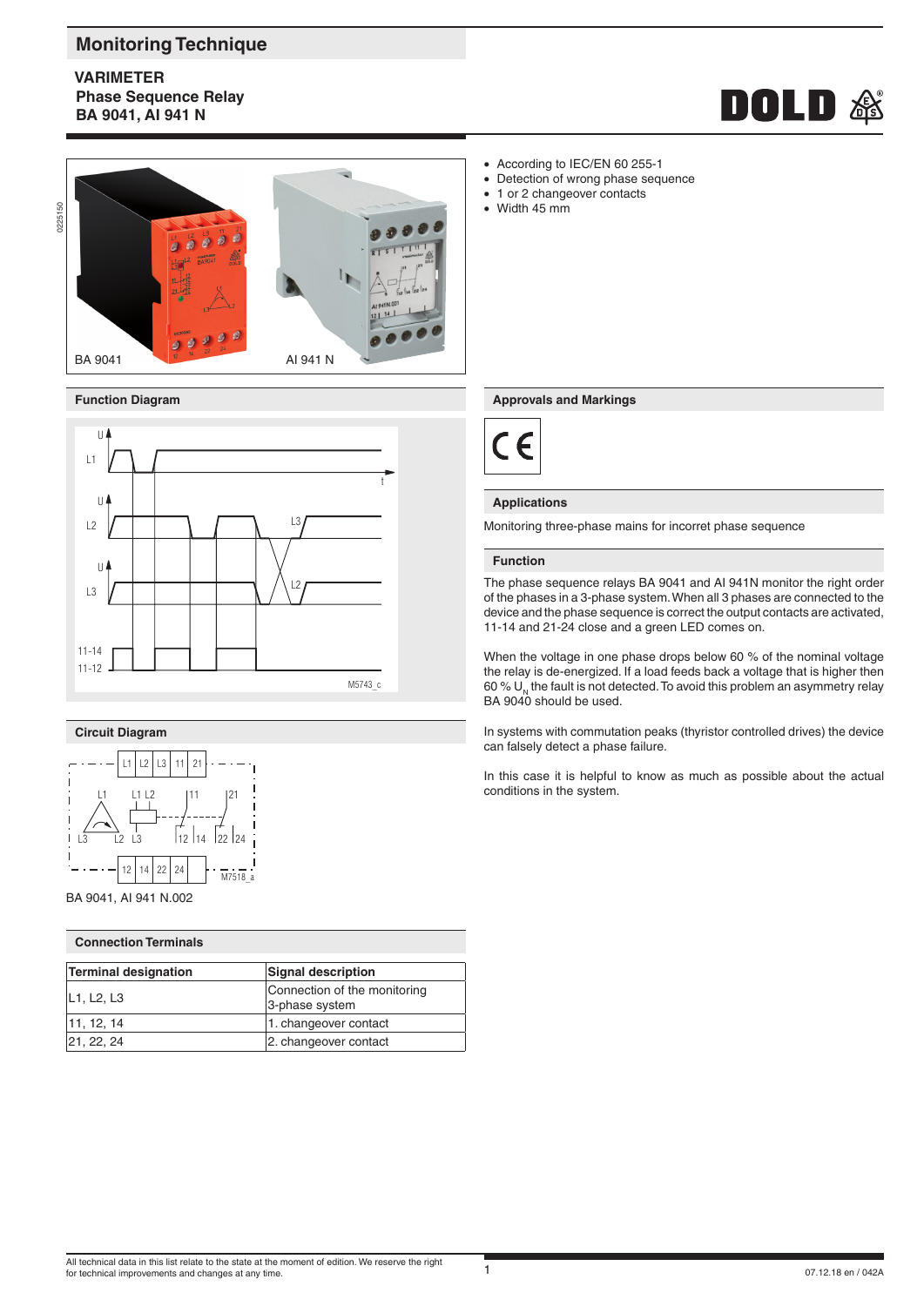# Monitoring Technique

## VARIMETER
## Phase Sequence Relay
## BA 9041, AI 941 N

BA 9041 AI 941 N

- According to IEC/EN 60 255-1
- Detection of wrong phase sequence
- 1 or 2 changeover contacts
- Width 45 mm

### Function Diagram

### Approvals and Markings

### Applications

Monitoring three-phase mains for incorrect phase sequence

### Function

The phase sequence relays BA 9041 and AI 941N monitor the right order of the phases in a 3-phase system. When all 3 phases are connected to the device and the phase sequence is correct the output contacts are activated, 11-14 and 21-24 close and a green LED comes on.

When the voltage in one phase drops below 60 % of the nominal voltage the relay is de-energized. If a load feeds back a voltage that is higher then 60 % $U_N$ the fault is not detected. To avoid this problem an asymmetry relay BA 9040 should be used.

In systems with commutation peaks (thyristor controlled drives) the device can falsely detect a phase failure.

In this case it is helpful to know as much as possible about the actual conditions in the system.

### Circuit Diagram

BA 9041, AI 941 N.002

### Connection Terminals

| Terminal designation | Signal description |
|---|---|
| L1, L2, L3 | Connection of the monitoring 3-phase system |
| 11, 12, 14 | 1. changeover contact |
| 21, 22, 24 | 2. changeover contact |

All technical data in this list relate to the state at the moment of edition. We reserve the right for technical improvements and changes at any time.

07.12.18 en / 042A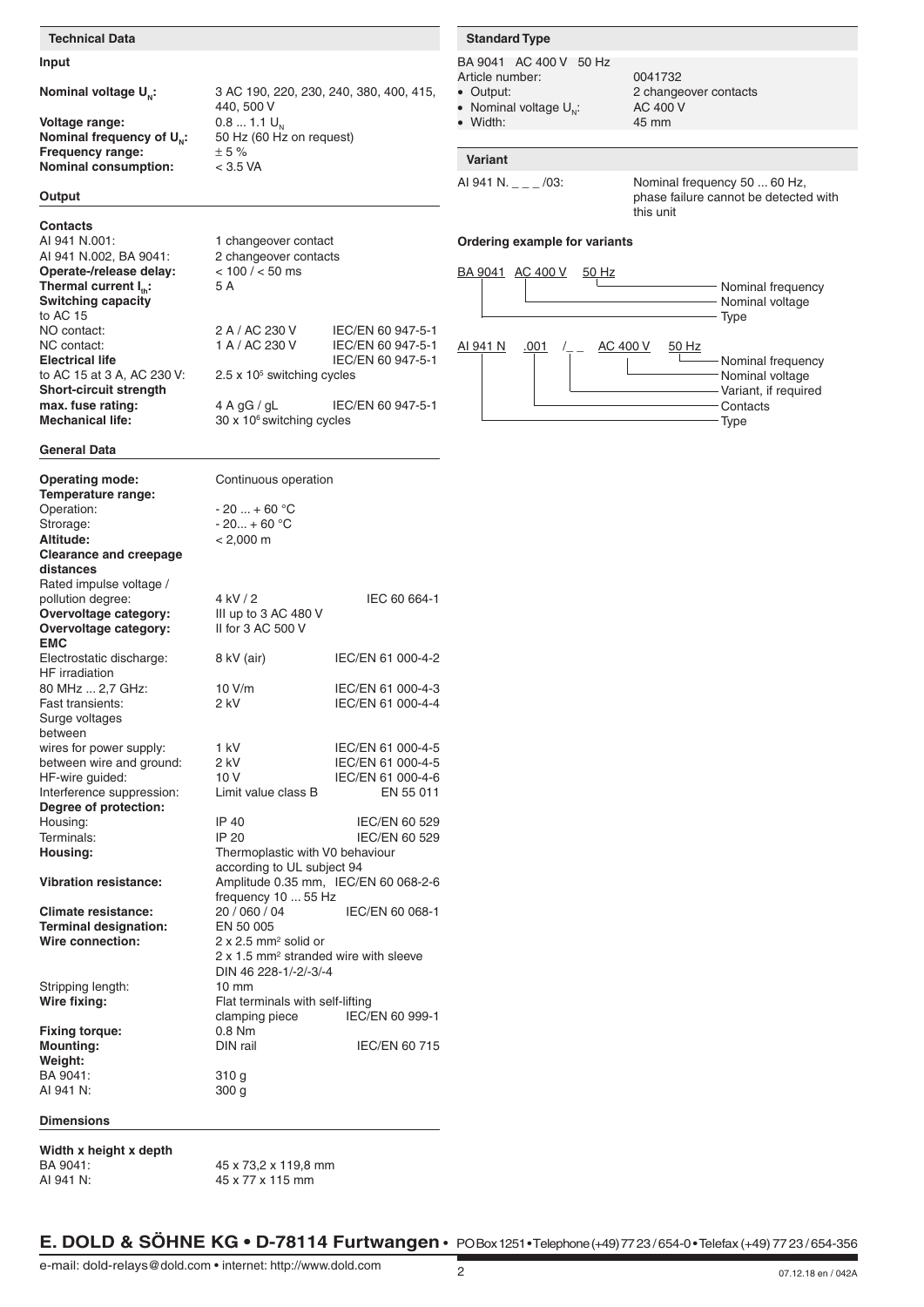## Technical Data

### Input

| | | |
|---|---|---|
| **Nominal voltage $U_N$:** | 3 AC 190, 220, 230, 240, 380, 400, 415, 440, 500 V | |
| **Voltage range:** | 0.8 ... 1.1 $U_N$ | |
| **Nominal frequency of $U_N$:** | 50 Hz (60 Hz on request) | |
| **Frequency range:** | ± 5 % | |
| **Nominal consumption:** | < 3.5 VA | |

### Output

| | | |
|---|---|---|
| **Contacts** | | |
| AI 941 N.001: | 1 changeover contact | |
| AI 941 N.002, BA 9041: | 2 changeover contacts | |
| **Operate-/release delay:** | < 100 / < 50 ms | |
| **Thermal current $I_{th}$:** | 5 A | |
| **Switching capacity** to AC 15 | | |
| NO contact: | 2 A / AC 230 V | IEC/EN 60 947-5-1 |
| NC contact: | 1 A / AC 230 V | IEC/EN 60 947-5-1 |
| **Electrical life** | | IEC/EN 60 947-5-1 |
| to AC 15 at 3 A, AC 230 V: | 2.5 x $10^5$ switching cycles | |
| **Short-circuit strength** | | |
| **max. fuse rating:** | 4 A gG / gL | IEC/EN 60 947-5-1 |
| **Mechanical life:** | 30 x $10^6$ switching cycles | |

### General Data

| | | |
|---|---|---|
| **Operating mode:** | Continuous operation | |
| **Temperature range:** | | |
| Operation: | - 20 ... + 60 °C | |
| Strorage: | - 20... + 60 °C | |
| **Altitude:** | < 2,000 m | |
| **Clearance and creepage distances** | | |
| Rated impulse voltage / pollution degree: | 4 kV / 2 | IEC 60 664-1 |
| **Overvoltage category:** | III up to 3 AC 480 V | |
| **Overvoltage category:** | II for 3 AC 500 V | |
| **EMC** | | |
| Electrostatic discharge: | 8 kV (air) | IEC/EN 61 000-4-2 |
| HF irradiation 80 MHz ... 2,7 GHz: | 10 V/m | IEC/EN 61 000-4-3 |
| Fast transients: | 2 kV | IEC/EN 61 000-4-4 |
| Surge voltages between | | |
| wires for power supply: | 1 kV | IEC/EN 61 000-4-5 |
| between wire and ground: | 2 kV | IEC/EN 61 000-4-5 |
| HF-wire guided: | 10 V | IEC/EN 61 000-4-6 |
| Interference suppression: | Limit value class B | EN 55 011 |
| **Degree of protection:** | | |
| Housing: | IP 40 | IEC/EN 60 529 |
| Terminals: | IP 20 | IEC/EN 60 529 |
| **Housing:** | Thermoplastic with V0 behaviour according to UL subject 94 | |
| **Vibration resistance:** | Amplitude 0.35 mm, frequency 10 ... 55 Hz | IEC/EN 60 068-2-6 |
| **Climate resistance:** | 20 / 060 / 04 | IEC/EN 60 068-1 |
| **Terminal designation:** | EN 50 005 | |
| **Wire connection:** | 2 x 2.5 mm² solid or 2 x 1.5 mm² stranded wire with sleeve DIN 46 228-1/-2/-3/-4 | |
| Stripping length: | 10 mm | |
| **Wire fixing:** | Flat terminals with self-lifting clamping piece | IEC/EN 60 999-1 |
| **Fixing torque:** | 0.8 Nm | |
| **Mounting:** | DIN rail | IEC/EN 60 715 |
| **Weight:** | | |
| BA 9041: | 310 g | |
| AI 941 N: | 300 g | |

### Dimensions

**Width x height x depth**

| | |
|---|---|
| BA 9041: | 45 x 73,2 x 119,8 mm |
| AI 941 N: | 45 x 77 x 115 mm |

## Standard Type

BA 9041 AC 400 V 50 Hz

| | |
|---|---|
| Article number: | 0041732 |
| • Output: | 2 changeover contacts |
| • Nominal voltage $U_N$: | AC 400 V |
| • Width: | 45 mm |

## Variant

AI 941 N. _ _ _ /03: Nominal frequency 50 ... 60 Hz, phase failure cannot be detected with this unit

### Ordering example for variants

BA 9041 AC 400 V 50 Hz

- 50 Hz – Nominal frequency
- AC 400 V – Nominal voltage
- BA 9041 – Type

AI 941 N .001 /_ _ AC 400 V 50 Hz

- 50 Hz – Nominal frequency
- AC 400 V – Nominal voltage
- /_ _ – Variant, if required
- .001 – Contacts
- AI 941 N – Type

**E. DOLD & SÖHNE KG • D-78114 Furtwangen** • PO Box 1251 • Telephone (+49) 77 23 / 654-0 • Telefax (+49) 77 23 / 654-356

e-mail: dold-relays@dold.com • internet: http://www.dold.com

07.12.18 en / 042A